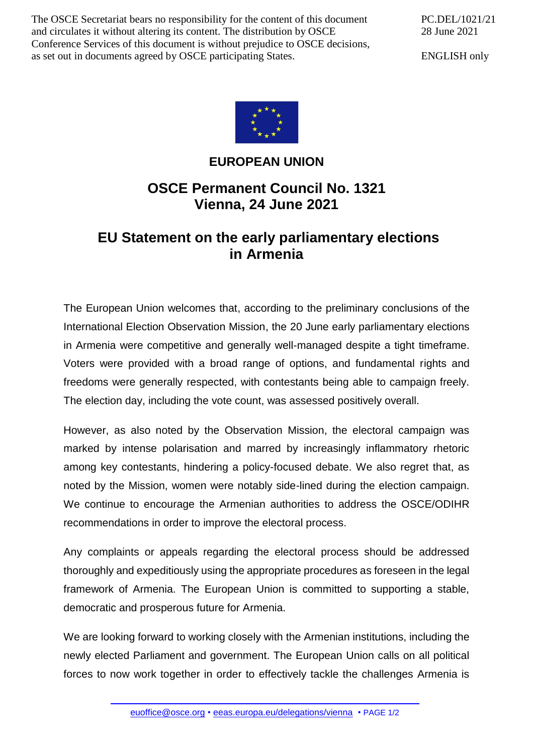The OSCE Secretariat bears no responsibility for the content of this document and circulates it without altering its content. The distribution by OSCE Conference Services of this document is without prejudice to OSCE decisions, as set out in documents agreed by OSCE participating States.

PC.DEL/1021/21
28 June 2021

ENGLISH only

# EUROPEAN UNION

## OSCE Permanent Council No. 1321
## Vienna, 24 June 2021

## EU Statement on the early parliamentary elections in Armenia

The European Union welcomes that, according to the preliminary conclusions of the International Election Observation Mission, the 20 June early parliamentary elections in Armenia were competitive and generally well-managed despite a tight timeframe. Voters were provided with a broad range of options, and fundamental rights and freedoms were generally respected, with contestants being able to campaign freely. The election day, including the vote count, was assessed positively overall.

However, as also noted by the Observation Mission, the electoral campaign was marked by intense polarisation and marred by increasingly inflammatory rhetoric among key contestants, hindering a policy-focused debate. We also regret that, as noted by the Mission, women were notably side-lined during the election campaign. We continue to encourage the Armenian authorities to address the OSCE/ODIHR recommendations in order to improve the electoral process.

Any complaints or appeals regarding the electoral process should be addressed thoroughly and expeditiously using the appropriate procedures as foreseen in the legal framework of Armenia. The European Union is committed to supporting a stable, democratic and prosperous future for Armenia.

We are looking forward to working closely with the Armenian institutions, including the newly elected Parliament and government. The European Union calls on all political forces to now work together in order to effectively tackle the challenges Armenia is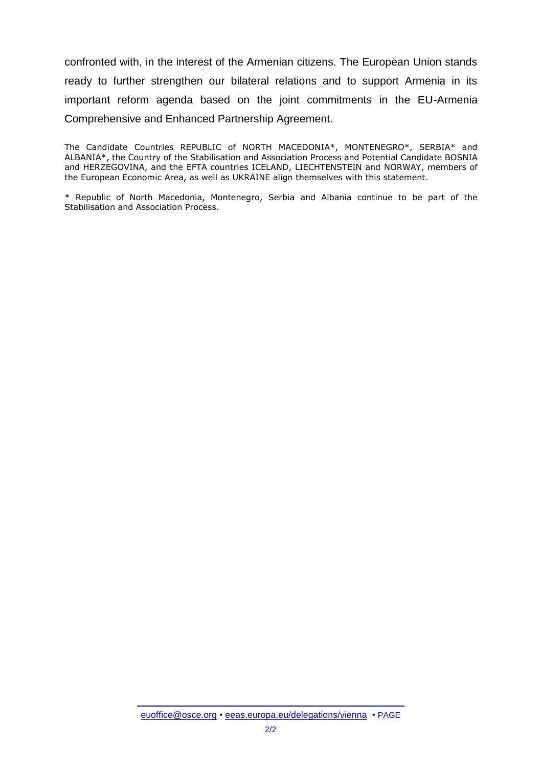confronted with, in the interest of the Armenian citizens. The European Union stands ready to further strengthen our bilateral relations and to support Armenia in its important reform agenda based on the joint commitments in the EU-Armenia Comprehensive and Enhanced Partnership Agreement.

The Candidate Countries REPUBLIC of NORTH MACEDONIA*, MONTENEGRO*, SERBIA* and ALBANIA*, the Country of the Stabilisation and Association Process and Potential Candidate BOSNIA and HERZEGOVINA, and the EFTA countries ICELAND, LIECHTENSTEIN and NORWAY, members of the European Economic Area, as well as UKRAINE align themselves with this statement.

* Republic of North Macedonia, Montenegro, Serbia and Albania continue to be part of the Stabilisation and Association Process.